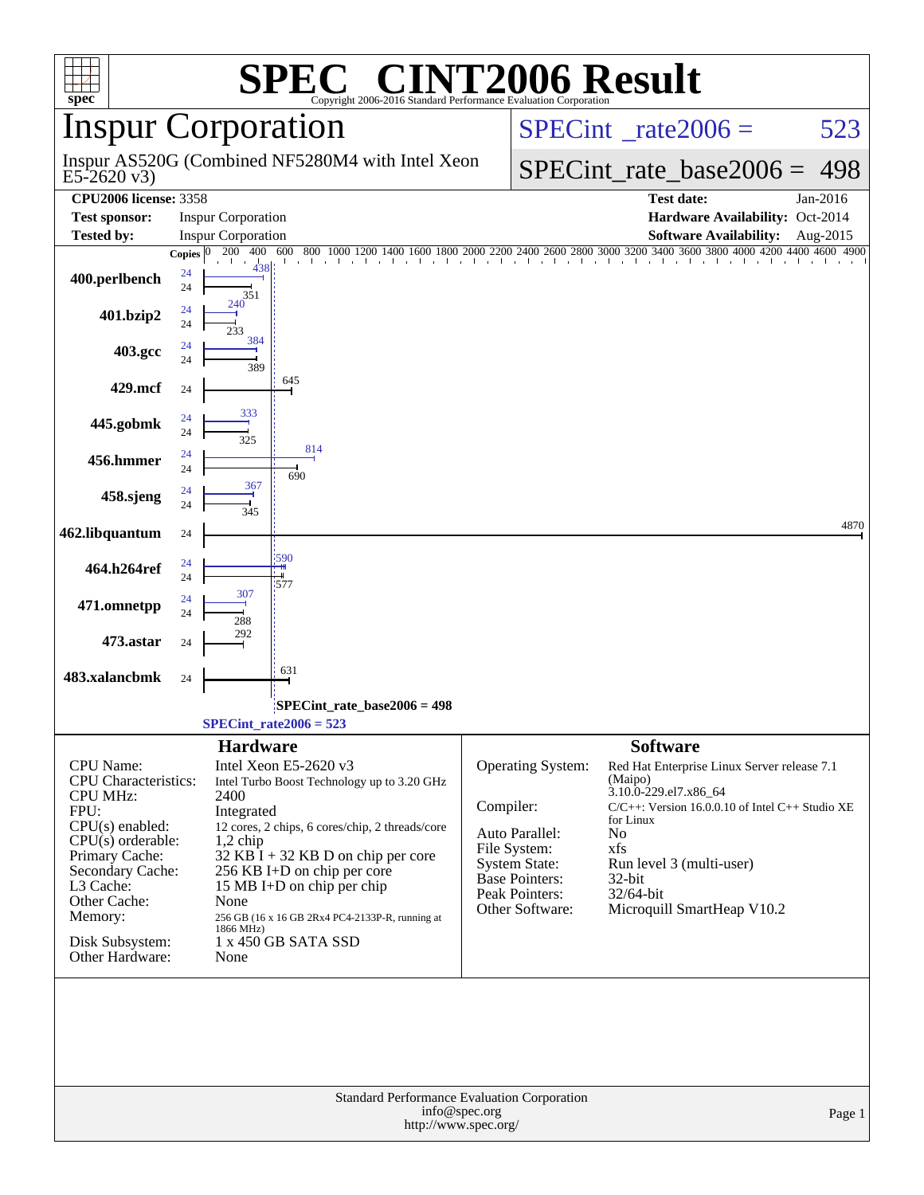# SPEC® CINT2006 Result

Copyright 2006-2016 Standard Performance Evaluation Corporation

## Inspur Corporation

Inspur AS520G (Combined NF5280M4 with Intel Xeon E5-2620 v3)

SPECint_rate2006 = 523

SPECint_rate_base2006 = 498

| | | | |
|---|---|---|---|
| **CPU2006 license:** 3358 | | **Test date:** | Jan-2016 |
| **Test sponsor:** | Inspur Corporation | **Hardware Availability:** | Oct-2014 |
| **Tested by:** | Inspur Corporation | **Software Availability:** | Aug-2015 |

| Benchmark | Copies (peak) | Peak | Copies (base) | Base |
|---|---|---|---|---|
| 400.perlbench | 24 | 438 | 24 | 351 |
| 401.bzip2 | 24 | 240 | 24 | 233 |
| 403.gcc | 24 | 384 | 24 | 389 |
| 429.mcf | | | 24 | 645 |
| 445.gobmk | 24 | 333 | 24 | 325 |
| 456.hmmer | 24 | 814 | 24 | 690 |
| 458.sjeng | 24 | 367 | 24 | 345 |
| 462.libquantum | | | 24 | 4870 |
| 464.h264ref | 24 | 590 | 24 | 577 |
| 471.omnetpp | 24 | 307 | 24 | 288 |
| 473.astar | | | 24 | 292 |
| 483.xalancbmk | | | 24 | 631 |

SPECint_rate_base2006 = 498

SPECint_rate2006 = 523

### Hardware

| | |
|---|---|
| CPU Name: | Intel Xeon E5-2620 v3 |
| CPU Characteristics: | Intel Turbo Boost Technology up to 3.20 GHz |
| CPU MHz: | 2400 |
| FPU: | Integrated |
| CPU(s) enabled: | 12 cores, 2 chips, 6 cores/chip, 2 threads/core |
| CPU(s) orderable: | 1,2 chip |
| Primary Cache: | 32 KB I + 32 KB D on chip per core |
| Secondary Cache: | 256 KB I+D on chip per core |
| L3 Cache: | 15 MB I+D on chip per chip |
| Other Cache: | None |
| Memory: | 256 GB (16 x 16 GB 2Rx4 PC4-2133P-R, running at 1866 MHz) |
| Disk Subsystem: | 1 x 450 GB SATA SSD |
| Other Hardware: | None |

### Software

| | |
|---|---|
| Operating System: | Red Hat Enterprise Linux Server release 7.1 (Maipo) 3.10.0-229.el7.x86_64 |
| Compiler: | C/C++: Version 16.0.0.10 of Intel C++ Studio XE for Linux |
| Auto Parallel: | No |
| File System: | xfs |
| System State: | Run level 3 (multi-user) |
| Base Pointers: | 32-bit |
| Peak Pointers: | 32/64-bit |
| Other Software: | Microquill SmartHeap V10.2 |

Standard Performance Evaluation Corporation
info@spec.org
http://www.spec.org/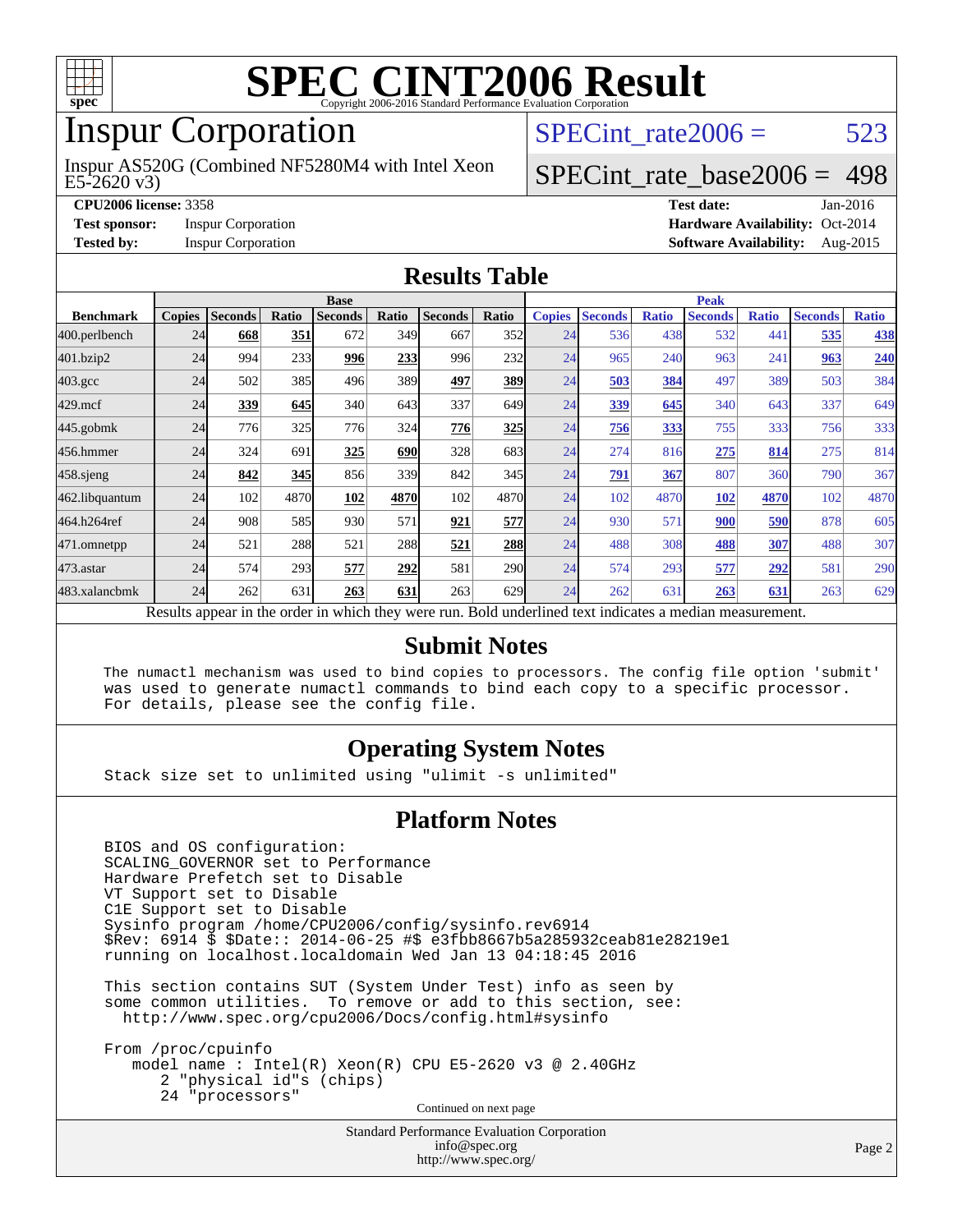# SPEC CINT2006 Result

Copyright 2006-2016 Standard Performance Evaluation Corporation

## Inspur Corporation

Inspur AS520G (Combined NF5280M4 with Intel Xeon E5-2620 v3)

SPECint_rate2006 = 523

SPECint_rate_base2006 = 498

| | | | |
|---|---|---|---|
| **CPU2006 license:** 3358 | | **Test date:** | Jan-2016 |
| **Test sponsor:** | Inspur Corporation | **Hardware Availability:** | Oct-2014 |
| **Tested by:** | Inspur Corporation | **Software Availability:** | Aug-2015 |

## Results Table

| | Base | | | | | | | | Peak | | | | | | |
|---|---|---|---|---|---|---|---|---|---|---|---|---|---|---|---|
| **Benchmark** | **Copies** | **Seconds** | **Ratio** | **Seconds** | **Ratio** | **Seconds** | **Ratio** | **Copies** | **Seconds** | **Ratio** | **Seconds** | **Ratio** | **Seconds** | **Ratio** |
| 400.perlbench | 24 | **668** | **351** | 672 | 349 | 667 | 352 | 24 | 536 | 438 | 532 | 441 | **535** | **438** |
| 401.bzip2 | 24 | 994 | 233 | **996** | **233** | 996 | 232 | 24 | 965 | 240 | 963 | 241 | **963** | **240** |
| 403.gcc | 24 | 502 | 385 | 496 | 389 | **497** | **389** | 24 | **503** | **384** | 497 | 389 | 503 | 384 |
| 429.mcf | 24 | **339** | **645** | 340 | 643 | 337 | 649 | 24 | **339** | **645** | 340 | 643 | 337 | 649 |
| 445.gobmk | 24 | 776 | 325 | 776 | 324 | **776** | **325** | 24 | **756** | **333** | 755 | 333 | 756 | 333 |
| 456.hmmer | 24 | 324 | 691 | **325** | **690** | 328 | 683 | 24 | 274 | 816 | **275** | **814** | 275 | 814 |
| 458.sjeng | 24 | **842** | **345** | 856 | 339 | 842 | 345 | 24 | **791** | **367** | 807 | 360 | 790 | 367 |
| 462.libquantum | 24 | 102 | 4870 | **102** | **4870** | 102 | 4870 | 24 | 102 | 4870 | **102** | **4870** | 102 | 4870 |
| 464.h264ref | 24 | 908 | 585 | 930 | 571 | **921** | **577** | 24 | 930 | 571 | **900** | **590** | 878 | 605 |
| 471.omnetpp | 24 | 521 | 288 | 521 | 288 | **521** | **288** | 24 | 488 | 308 | **488** | **307** | 488 | 307 |
| 473.astar | 24 | 574 | 293 | **577** | **292** | 581 | 290 | 24 | 574 | 293 | **577** | **292** | 581 | 290 |
| 483.xalancbmk | 24 | 262 | 631 | **263** | **631** | 263 | 629 | 24 | 262 | 631 | **263** | **631** | 263 | 629 |

Results appear in the order in which they were run. Bold underlined text indicates a median measurement.

## Submit Notes

```
The numactl mechanism was used to bind copies to processors. The config file option 'submit'
was used to generate numactl commands to bind each copy to a specific processor.
For details, please see the config file.
```

## Operating System Notes

```
Stack size set to unlimited using "ulimit -s unlimited"
```

## Platform Notes

```
BIOS and OS configuration:
SCALING_GOVERNOR set to Performance
Hardware Prefetch set to Disable
VT Support set to Disable
C1E Support set to Disable
Sysinfo program /home/CPU2006/config/sysinfo.rev6914
$Rev: 6914 $ $Date:: 2014-06-25 #$ e3fbb8667b5a285932ceab81e28219e1
running on localhost.localdomain Wed Jan 13 04:18:45 2016

This section contains SUT (System Under Test) info as seen by
some common utilities.  To remove or add to this section, see:
  http://www.spec.org/cpu2006/Docs/config.html#sysinfo

From /proc/cpuinfo
   model name : Intel(R) Xeon(R) CPU E5-2620 v3 @ 2.40GHz
      2 "physical id"s (chips)
      24 "processors"
```

Continued on next page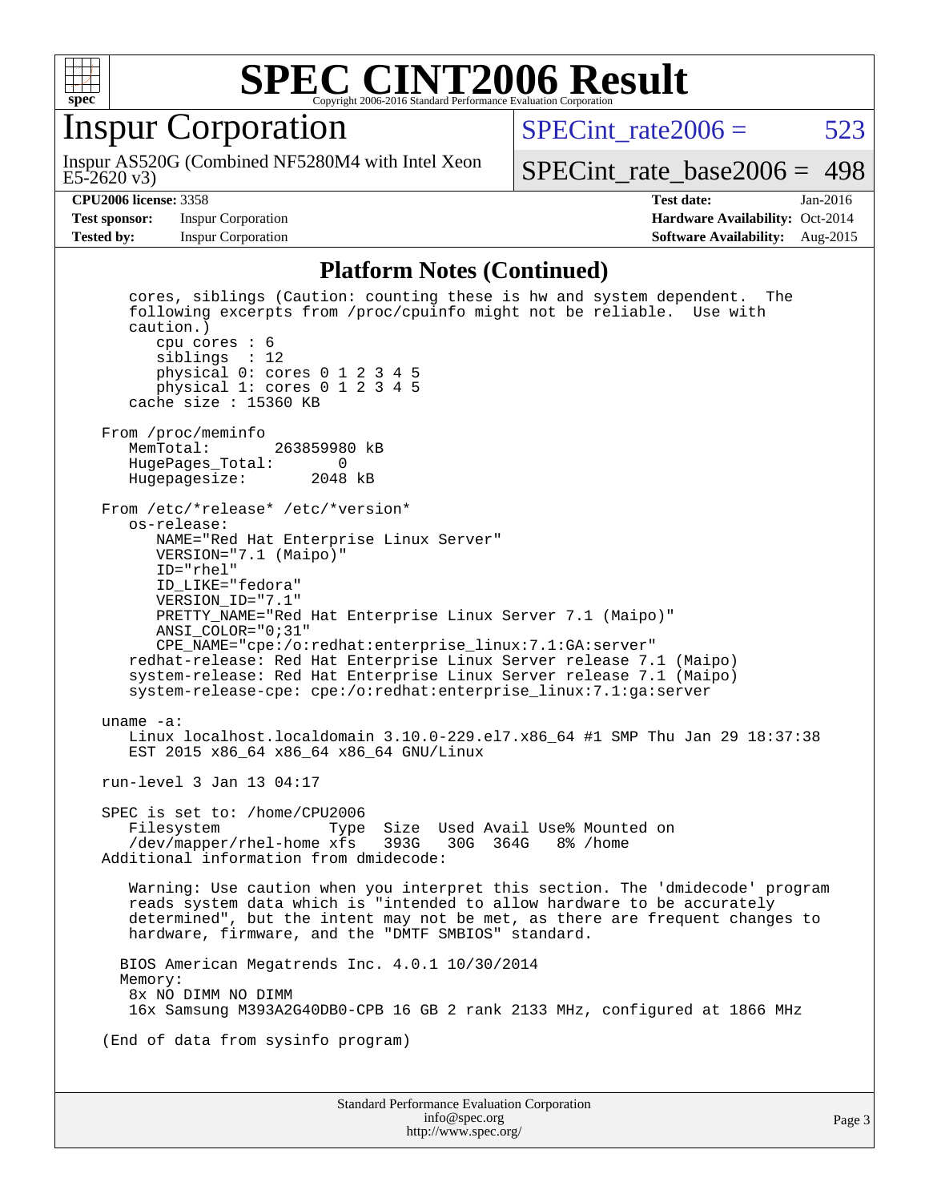## Platform Notes (Continued)

```
   cores, siblings (Caution: counting these is hw and system dependent.  The
   following excerpts from /proc/cpuinfo might not be reliable.  Use with
   caution.)
      cpu cores : 6
      siblings  : 12
      physical 0: cores 0 1 2 3 4 5
      physical 1: cores 0 1 2 3 4 5
   cache size : 15360 KB

From /proc/meminfo
   MemTotal:       263859980 kB
   HugePages_Total:       0
   Hugepagesize:       2048 kB

From /etc/*release* /etc/*version*
   os-release:
      NAME="Red Hat Enterprise Linux Server"
      VERSION="7.1 (Maipo)"
      ID="rhel"
      ID_LIKE="fedora"
      VERSION_ID="7.1"
      PRETTY_NAME="Red Hat Enterprise Linux Server 7.1 (Maipo)"
      ANSI_COLOR="0;31"
      CPE_NAME="cpe:/o:redhat:enterprise_linux:7.1:GA:server"
   redhat-release: Red Hat Enterprise Linux Server release 7.1 (Maipo)
   system-release: Red Hat Enterprise Linux Server release 7.1 (Maipo)
   system-release-cpe: cpe:/o:redhat:enterprise_linux:7.1:ga:server

uname -a:
   Linux localhost.localdomain 3.10.0-229.el7.x86_64 #1 SMP Thu Jan 29 18:37:38
   EST 2015 x86_64 x86_64 x86_64 GNU/Linux

run-level 3 Jan 13 04:17

SPEC is set to: /home/CPU2006
   Filesystem            Type  Size  Used Avail Use% Mounted on
   /dev/mapper/rhel-home xfs   393G   30G  364G   8% /home
Additional information from dmidecode:

   Warning: Use caution when you interpret this section. The 'dmidecode' program
   reads system data which is "intended to allow hardware to be accurately
   determined", but the intent may not be met, as there are frequent changes to
   hardware, firmware, and the "DMTF SMBIOS" standard.

  BIOS American Megatrends Inc. 4.0.1 10/30/2014
  Memory:
   8x NO DIMM NO DIMM
   16x Samsung M393A2G40DB0-CPB 16 GB 2 rank 2133 MHz, configured at 1866 MHz

(End of data from sysinfo program)
```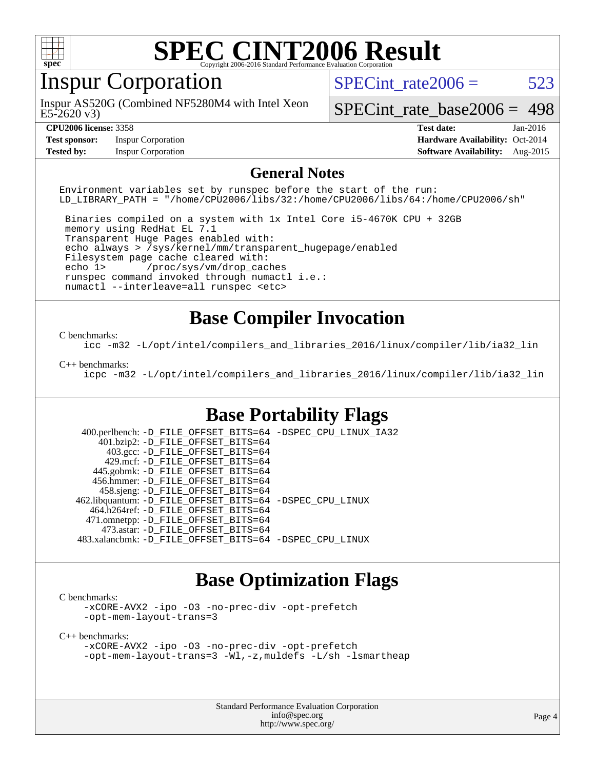# SPEC CINT2006 Result

## Inspur Corporation

Inspur AS520G (Combined NF5280M4 with Intel Xeon E5-2620 v3)

SPECint_rate2006 = 523

SPECint_rate_base2006 = 498

| | | | |
|---|---|---|---|
| **CPU2006 license:** 3358 | | **Test date:** | Jan-2016 |
| **Test sponsor:** | Inspur Corporation | **Hardware Availability:** | Oct-2014 |
| **Tested by:** | Inspur Corporation | **Software Availability:** | Aug-2015 |

## General Notes

```
Environment variables set by runspec before the start of the run:
LD_LIBRARY_PATH = "/home/CPU2006/libs/32:/home/CPU2006/libs/64:/home/CPU2006/sh"

 Binaries compiled on a system with 1x Intel Core i5-4670K CPU + 32GB
 memory using RedHat EL 7.1
 Transparent Huge Pages enabled with:
 echo always > /sys/kernel/mm/transparent_hugepage/enabled
 Filesystem page cache cleared with:
 echo 1>       /proc/sys/vm/drop_caches
 runspec command invoked through numactl i.e.:
 numactl --interleave=all runspec <etc>
```

## Base Compiler Invocation

C benchmarks:

```
icc -m32 -L/opt/intel/compilers_and_libraries_2016/linux/compiler/lib/ia32_lin
```

C++ benchmarks:

```
icpc -m32 -L/opt/intel/compilers_and_libraries_2016/linux/compiler/lib/ia32_lin
```

## Base Portability Flags

```
  400.perlbench: -D_FILE_OFFSET_BITS=64 -DSPEC_CPU_LINUX_IA32
      401.bzip2: -D_FILE_OFFSET_BITS=64
        403.gcc: -D_FILE_OFFSET_BITS=64
        429.mcf: -D_FILE_OFFSET_BITS=64
      445.gobmk: -D_FILE_OFFSET_BITS=64
      456.hmmer: -D_FILE_OFFSET_BITS=64
      458.sjeng: -D_FILE_OFFSET_BITS=64
 462.libquantum: -D_FILE_OFFSET_BITS=64 -DSPEC_CPU_LINUX
    464.h264ref: -D_FILE_OFFSET_BITS=64
    471.omnetpp: -D_FILE_OFFSET_BITS=64
      473.astar: -D_FILE_OFFSET_BITS=64
  483.xalancbmk: -D_FILE_OFFSET_BITS=64 -DSPEC_CPU_LINUX
```

## Base Optimization Flags

C benchmarks:

```
-xCORE-AVX2 -ipo -O3 -no-prec-div -opt-prefetch
-opt-mem-layout-trans=3
```

C++ benchmarks:

```
-xCORE-AVX2 -ipo -O3 -no-prec-div -opt-prefetch
-opt-mem-layout-trans=3 -Wl,-z,muldefs -L/sh -lsmartheap
```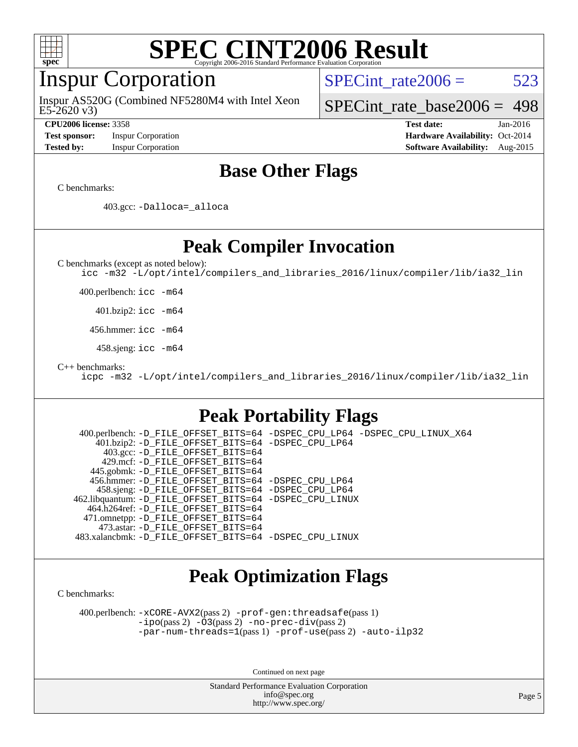# SPEC CINT2006 Result

## Inspur Corporation

Inspur AS520G (Combined NF5280M4 with Intel Xeon E5-2620 v3)

SPECint_rate2006 = 523

SPECint_rate_base2006 = 498

**CPU2006 license:** 3358 | **Test date:** Jan-2016
**Test sponsor:** Inspur Corporation | **Hardware Availability:** Oct-2014
**Tested by:** Inspur Corporation | **Software Availability:** Aug-2015

## Base Other Flags

C benchmarks:

403.gcc: `-Dalloca=_alloca`

## Peak Compiler Invocation

C benchmarks (except as noted below):
`icc -m32 -L/opt/intel/compilers_and_libraries_2016/linux/compiler/lib/ia32_lin`

400.perlbench: `icc -m64`

401.bzip2: `icc -m64`

456.hmmer: `icc -m64`

458.sjeng: `icc -m64`

C++ benchmarks:
`icpc -m32 -L/opt/intel/compilers_and_libraries_2016/linux/compiler/lib/ia32_lin`

## Peak Portability Flags

400.perlbench: `-D_FILE_OFFSET_BITS=64 -DSPEC_CPU_LP64 -DSPEC_CPU_LINUX_X64`
401.bzip2: `-D_FILE_OFFSET_BITS=64 -DSPEC_CPU_LP64`
403.gcc: `-D_FILE_OFFSET_BITS=64`
429.mcf: `-D_FILE_OFFSET_BITS=64`
445.gobmk: `-D_FILE_OFFSET_BITS=64`
456.hmmer: `-D_FILE_OFFSET_BITS=64 -DSPEC_CPU_LP64`
458.sjeng: `-D_FILE_OFFSET_BITS=64 -DSPEC_CPU_LP64`
462.libquantum: `-D_FILE_OFFSET_BITS=64 -DSPEC_CPU_LINUX`
464.h264ref: `-D_FILE_OFFSET_BITS=64`
471.omnetpp: `-D_FILE_OFFSET_BITS=64`
473.astar: `-D_FILE_OFFSET_BITS=64`
483.xalancbmk: `-D_FILE_OFFSET_BITS=64 -DSPEC_CPU_LINUX`

## Peak Optimization Flags

C benchmarks:

400.perlbench: `-xCORE-AVX2`(pass 2) `-prof-gen:threadsafe`(pass 1) `-ipo`(pass 2) `-O3`(pass 2) `-no-prec-div`(pass 2) `-par-num-threads=1`(pass 1) `-prof-use`(pass 2) `-auto-ilp32`

Continued on next page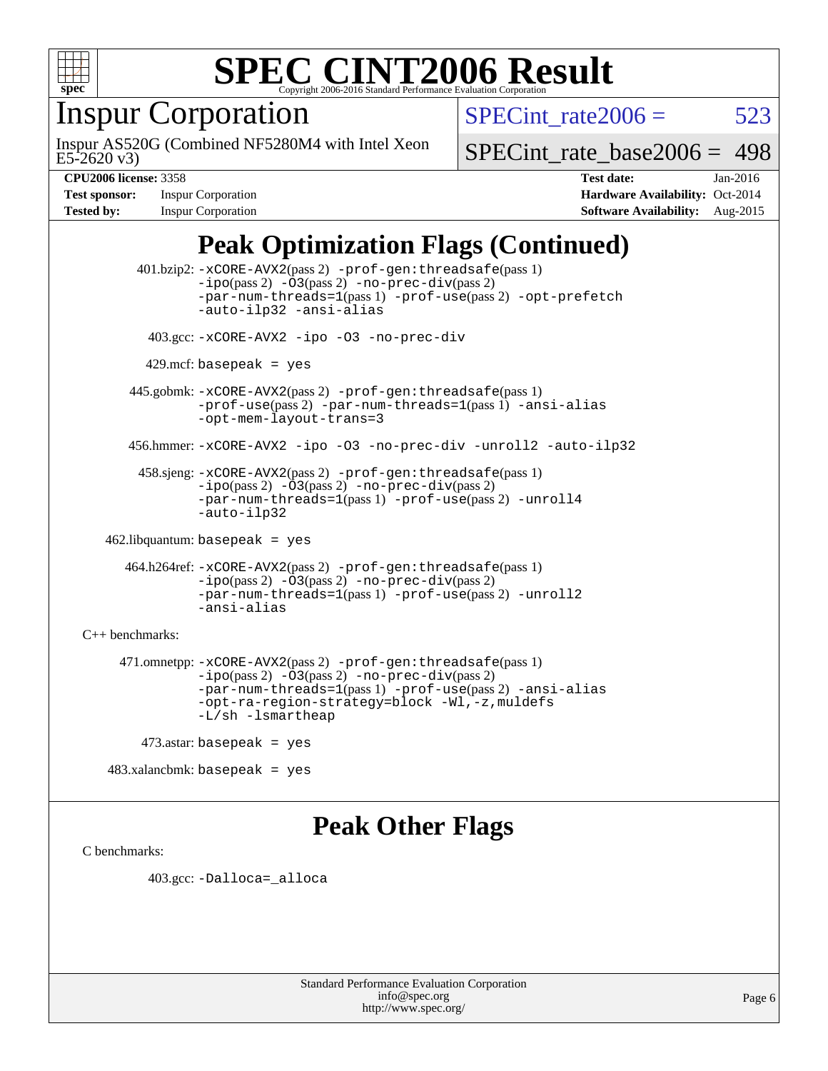# SPEC CINT2006 Result

Copyright 2006-2016 Standard Performance Evaluation Corporation

## Inspur Corporation

Inspur AS520G (Combined NF5280M4 with Intel Xeon E5-2620 v3)

SPECint_rate2006 = 523

SPECint_rate_base2006 = 498

**CPU2006 license:** 3358  
**Test sponsor:** Inspur Corporation  
**Tested by:** Inspur Corporation  
**Test date:** Jan-2016  
**Hardware Availability:** Oct-2014  
**Software Availability:** Aug-2015

## Peak Optimization Flags (Continued)

401.bzip2: -xCORE-AVX2(pass 2) -prof-gen:threadsafe(pass 1) -ipo(pass 2) -O3(pass 2) -no-prec-div(pass 2) -par-num-threads=1(pass 1) -prof-use(pass 2) -opt-prefetch -auto-ilp32 -ansi-alias

403.gcc: -xCORE-AVX2 -ipo -O3 -no-prec-div

429.mcf: basepeak = yes

445.gobmk: -xCORE-AVX2(pass 2) -prof-gen:threadsafe(pass 1) -prof-use(pass 2) -par-num-threads=1(pass 1) -ansi-alias -opt-mem-layout-trans=3

456.hmmer: -xCORE-AVX2 -ipo -O3 -no-prec-div -unroll2 -auto-ilp32

458.sjeng: -xCORE-AVX2(pass 2) -prof-gen:threadsafe(pass 1) -ipo(pass 2) -O3(pass 2) -no-prec-div(pass 2) -par-num-threads=1(pass 1) -prof-use(pass 2) -unroll4 -auto-ilp32

462.libquantum: basepeak = yes

464.h264ref: -xCORE-AVX2(pass 2) -prof-gen:threadsafe(pass 1) -ipo(pass 2) -O3(pass 2) -no-prec-div(pass 2) -par-num-threads=1(pass 1) -prof-use(pass 2) -unroll2 -ansi-alias

C++ benchmarks:

471.omnetpp: -xCORE-AVX2(pass 2) -prof-gen:threadsafe(pass 1) -ipo(pass 2) -O3(pass 2) -no-prec-div(pass 2) -par-num-threads=1(pass 1) -prof-use(pass 2) -ansi-alias -opt-ra-region-strategy=block -Wl,-z,muldefs -L/sh -lsmartheap

473.astar: basepeak = yes

483.xalancbmk: basepeak = yes

## Peak Other Flags

C benchmarks:

403.gcc: -Dalloca=_alloca

Standard Performance Evaluation Corporation  
info@spec.org  
http://www.spec.org/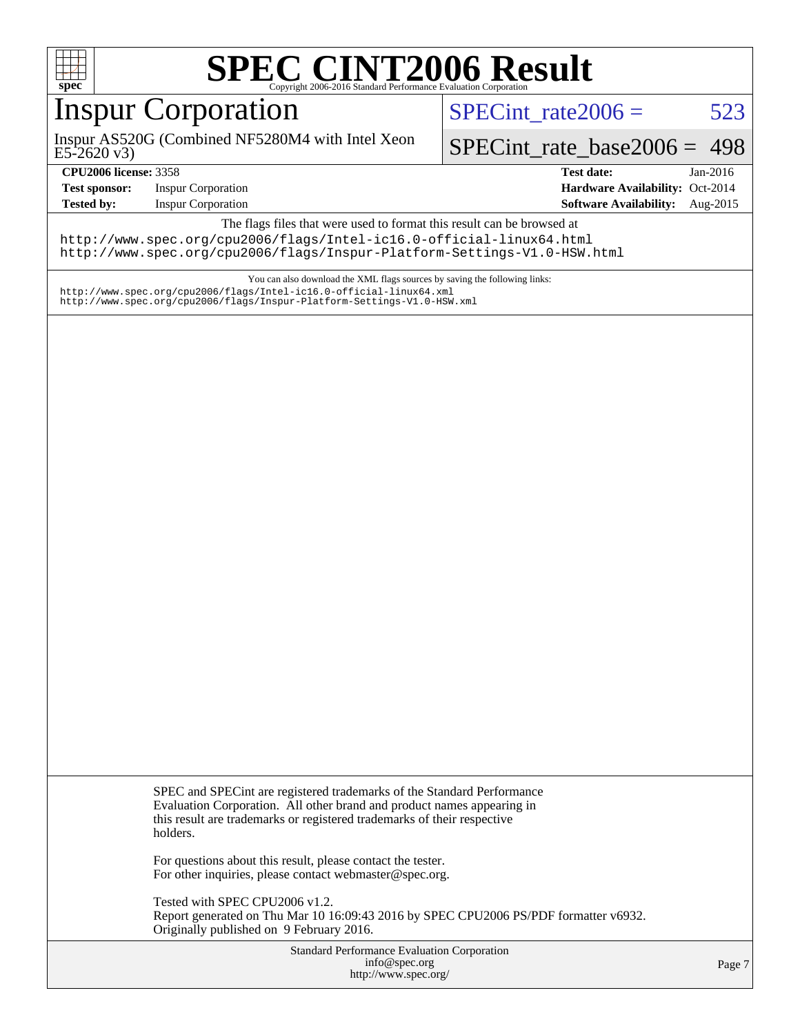# SPEC CINT2006 Result

Copyright 2006-2016 Standard Performance Evaluation Corporation

## Inspur Corporation

Inspur AS520G (Combined NF5280M4 with Intel Xeon E5-2620 v3)

SPECint_rate2006 = 523

SPECint_rate_base2006 = 498

**CPU2006 license:** 3358
**Test sponsor:** Inspur Corporation
**Tested by:** Inspur Corporation

**Test date:** Jan-2016
**Hardware Availability:** Oct-2014
**Software Availability:** Aug-2015

The flags files that were used to format this result can be browsed at

```
http://www.spec.org/cpu2006/flags/Intel-ic16.0-official-linux64.html
http://www.spec.org/cpu2006/flags/Inspur-Platform-Settings-V1.0-HSW.html
```

You can also download the XML flags sources by saving the following links:

```
http://www.spec.org/cpu2006/flags/Intel-ic16.0-official-linux64.xml
http://www.spec.org/cpu2006/flags/Inspur-Platform-Settings-V1.0-HSW.xml
```

SPEC and SPECint are registered trademarks of the Standard Performance Evaluation Corporation. All other brand and product names appearing in this result are trademarks or registered trademarks of their respective holders.

For questions about this result, please contact the tester.
For other inquiries, please contact webmaster@spec.org.

Tested with SPEC CPU2006 v1.2.
Report generated on Thu Mar 10 16:09:43 2016 by SPEC CPU2006 PS/PDF formatter v6932.
Originally published on 9 February 2016.

Standard Performance Evaluation Corporation
info@spec.org
http://www.spec.org/